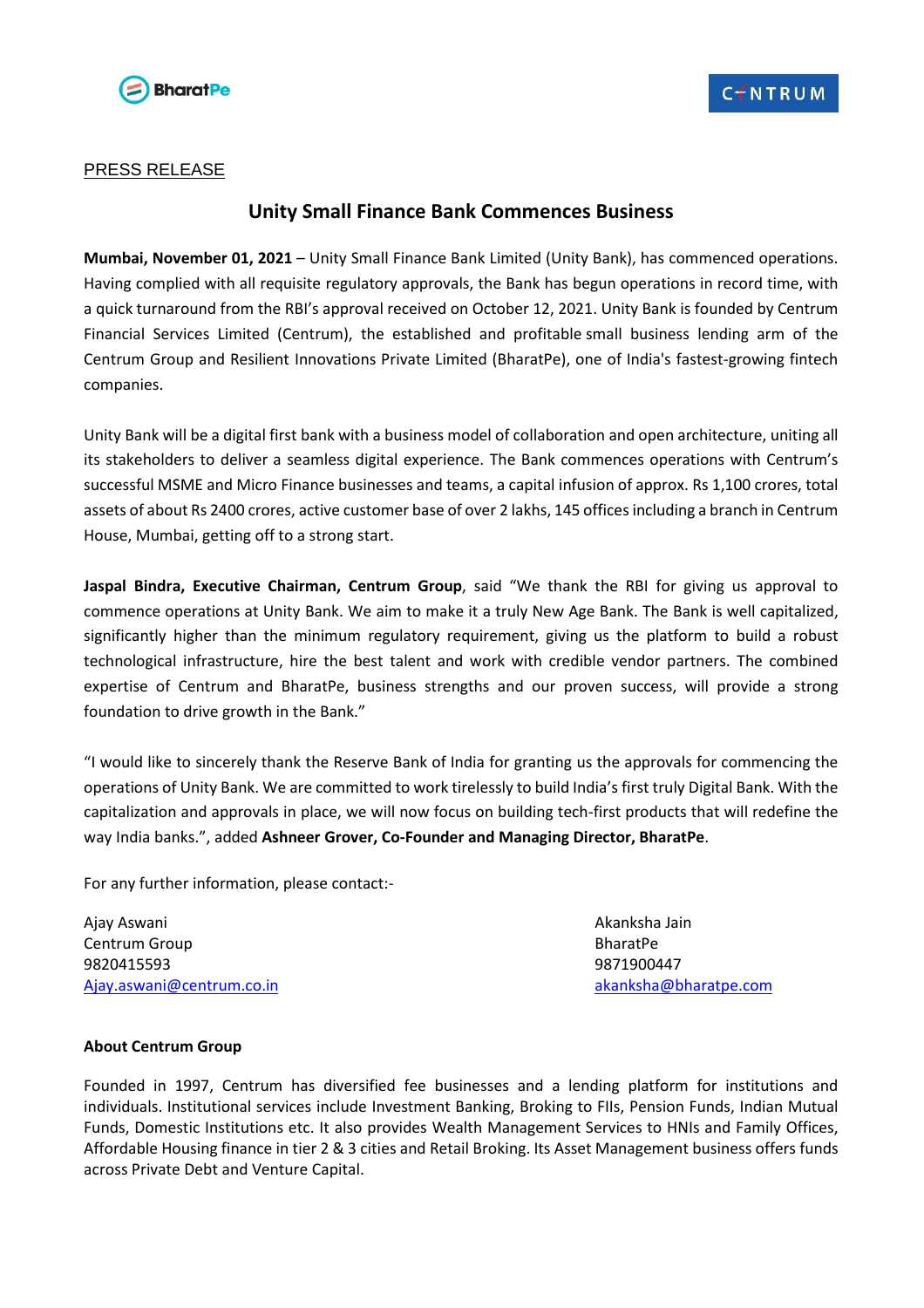PRESS RELEASE

# Unity Small Finance Bank Commences Business

**Mumbai, November 01, 2021** – Unity Small Finance Bank Limited (Unity Bank), has commenced operations. Having complied with all requisite regulatory approvals, the Bank has begun operations in record time, with a quick turnaround from the RBI's approval received on October 12, 2021. Unity Bank is founded by Centrum Financial Services Limited (Centrum), the established and profitable small business lending arm of the Centrum Group and Resilient Innovations Private Limited (BharatPe), one of India's fastest-growing fintech companies.

Unity Bank will be a digital first bank with a business model of collaboration and open architecture, uniting all its stakeholders to deliver a seamless digital experience. The Bank commences operations with Centrum's successful MSME and Micro Finance businesses and teams, a capital infusion of approx. Rs 1,100 crores, total assets of about Rs 2400 crores, active customer base of over 2 lakhs, 145 offices including a branch in Centrum House, Mumbai, getting off to a strong start.

**Jaspal Bindra, Executive Chairman, Centrum Group**, said "We thank the RBI for giving us approval to commence operations at Unity Bank. We aim to make it a truly New Age Bank. The Bank is well capitalized, significantly higher than the minimum regulatory requirement, giving us the platform to build a robust technological infrastructure, hire the best talent and work with credible vendor partners. The combined expertise of Centrum and BharatPe, business strengths and our proven success, will provide a strong foundation to drive growth in the Bank."

"I would like to sincerely thank the Reserve Bank of India for granting us the approvals for commencing the operations of Unity Bank. We are committed to work tirelessly to build India's first truly Digital Bank. With the capitalization and approvals in place, we will now focus on building tech-first products that will redefine the way India banks.", added **Ashneer Grover, Co-Founder and Managing Director, BharatPe**.

For any further information, please contact:-

Ajay Aswani
Centrum Group
9820415593
Ajay.aswani@centrum.co.in

Akanksha Jain
BharatPe
9871900447
akanksha@bharatpe.com

**About Centrum Group**

Founded in 1997, Centrum has diversified fee businesses and a lending platform for institutions and individuals. Institutional services include Investment Banking, Broking to FIIs, Pension Funds, Indian Mutual Funds, Domestic Institutions etc. It also provides Wealth Management Services to HNIs and Family Offices, Affordable Housing finance in tier 2 & 3 cities and Retail Broking. Its Asset Management business offers funds across Private Debt and Venture Capital.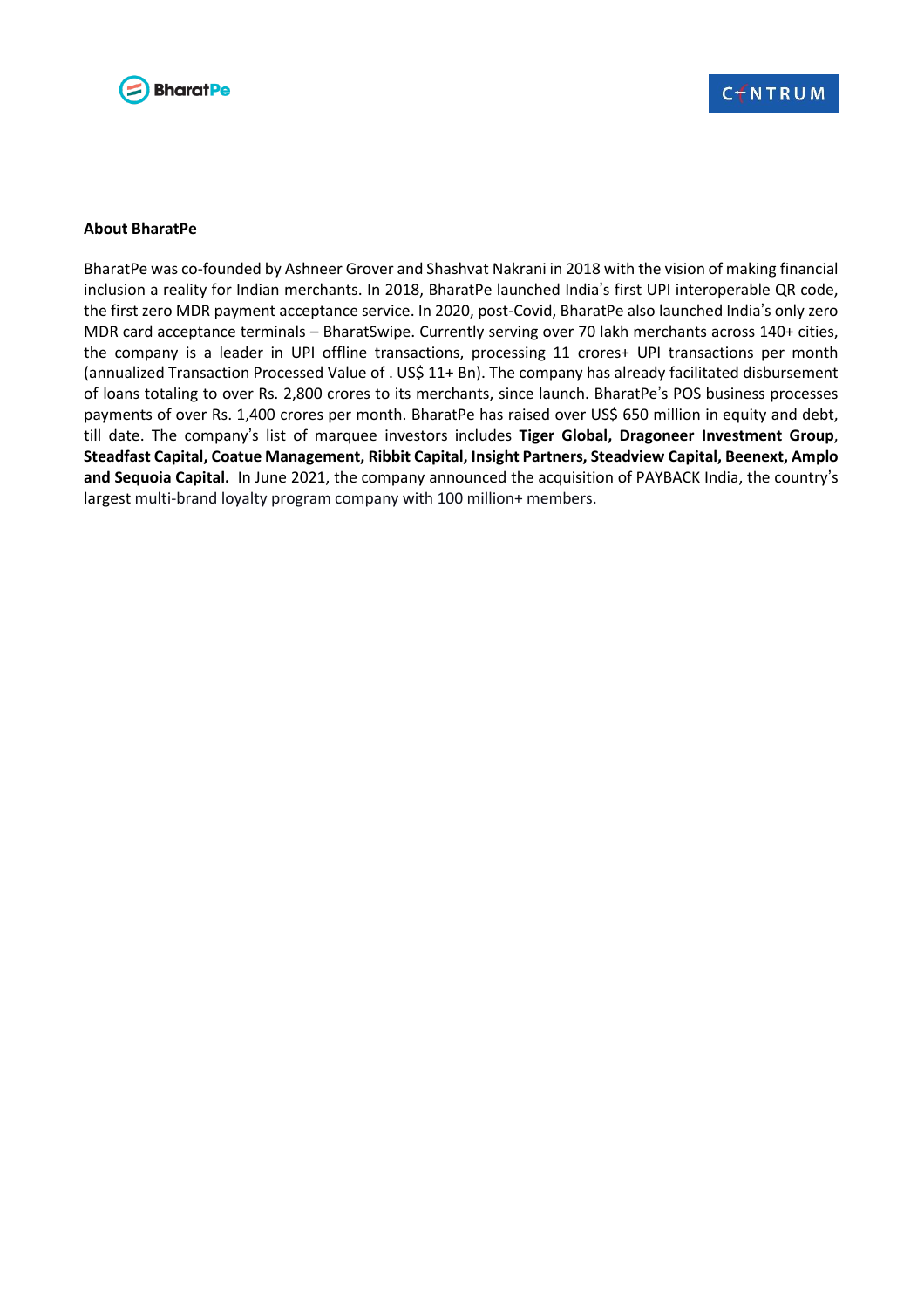**About BharatPe**

BharatPe was co-founded by Ashneer Grover and Shashvat Nakrani in 2018 with the vision of making financial inclusion a reality for Indian merchants. In 2018, BharatPe launched India's first UPI interoperable QR code, the first zero MDR payment acceptance service. In 2020, post-Covid, BharatPe also launched India's only zero MDR card acceptance terminals – BharatSwipe. Currently serving over 70 lakh merchants across 140+ cities, the company is a leader in UPI offline transactions, processing 11 crores+ UPI transactions per month (annualized Transaction Processed Value of . US$ 11+ Bn). The company has already facilitated disbursement of loans totaling to over Rs. 2,800 crores to its merchants, since launch. BharatPe's POS business processes payments of over Rs. 1,400 crores per month. BharatPe has raised over US$ 650 million in equity and debt, till date. The company's list of marquee investors includes **Tiger Global, Dragoneer Investment Group**, **Steadfast Capital, Coatue Management, Ribbit Capital, Insight Partners, Steadview Capital, Beenext, Amplo and Sequoia Capital.** In June 2021, the company announced the acquisition of PAYBACK India, the country's largest multi-brand loyalty program company with 100 million+ members.